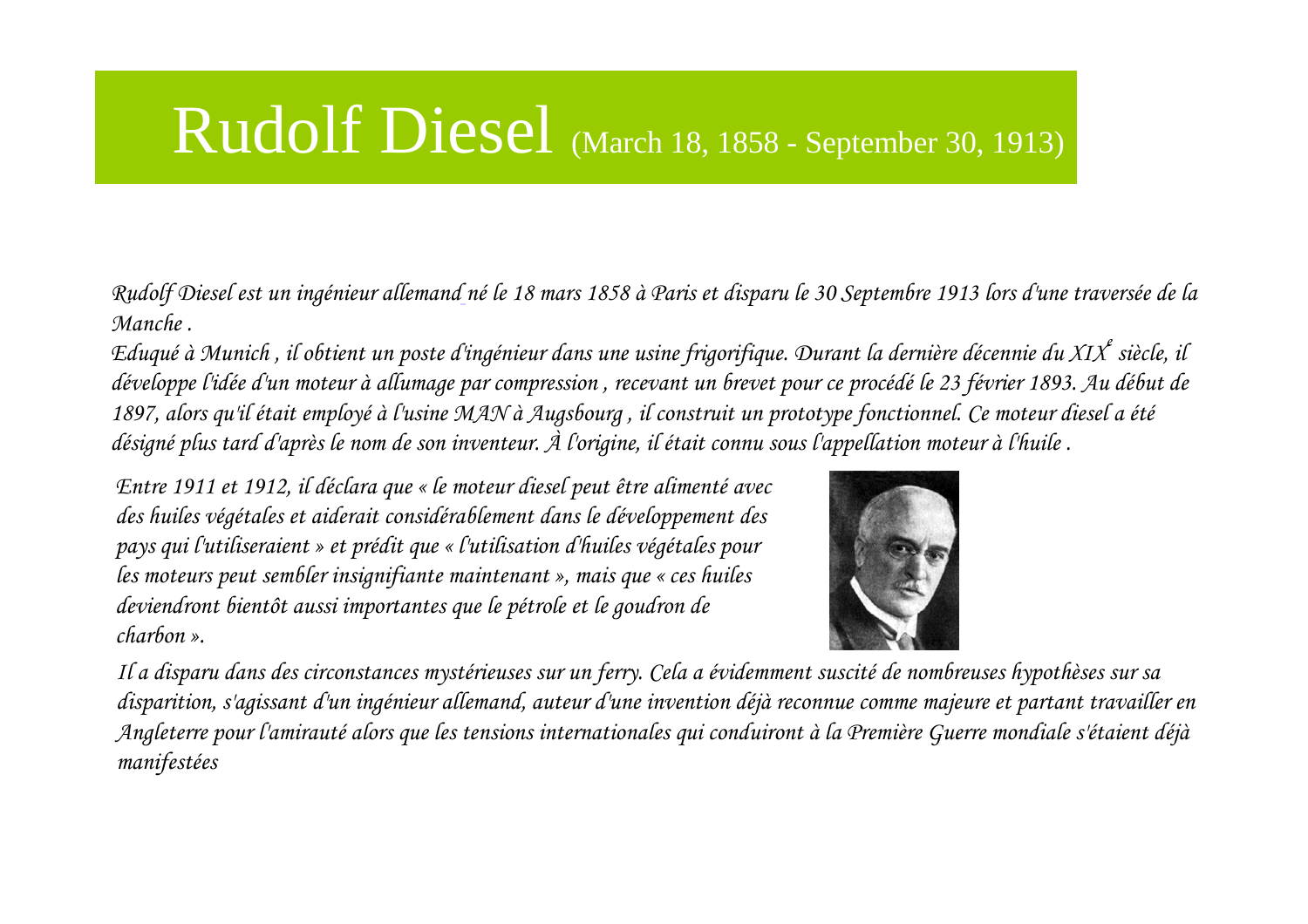# Rudolf Diesel (March 18, 1858 - September 30, 1913)

*Rudolf Diesel est un ingénieur allemand né le 18 mars 1858 à Paris et disparu le 30 Septembre 1913 lors d'une traversée de la Manche .*

*Eduqué à Munich , il obtient un poste d'ingénieur dans une usine frigorifique. Durant la dernière décennie du XIX<sup>e</sup> siècle, il développe l'idée d'un moteur à allumage par compression , recevant un brevet pour ce procédé le 23 février 1893. Au début de 1897, alors qu'il était employé à l'usine MAN à Augsbourg , il construit un prototype fonctionnel. Ce moteur diesel a été désigné plus tard d'après le nom de son inventeur. À l'origine, il était connu sous l'appellation moteur à l'huile .*

*Entre 1911 et 1912, il déclara que « le moteur diesel peut être alimenté avec des huiles végétales et aiderait considérablement dans le développement des pays qui l'utiliseraient » et prédit que « l'utilisation d'huiles végétales pour les moteurs peut sembler insignifiante maintenant », mais que « ces huiles deviendront bientôt aussi importantes que le pétrole et le goudron de charbon ».*

*Il a disparu dans des circonstances mystérieuses sur un ferry. Cela a évidemment suscité de nombreuses hypothèses sur sa disparition, s'agissant d'un ingénieur allemand, auteur d'une invention déjà reconnue comme majeure et partant travailler en Angleterre pour l'amirauté alors que les tensions internationales qui conduiront à la Première Guerre mondiale s'étaient déjà manifestées*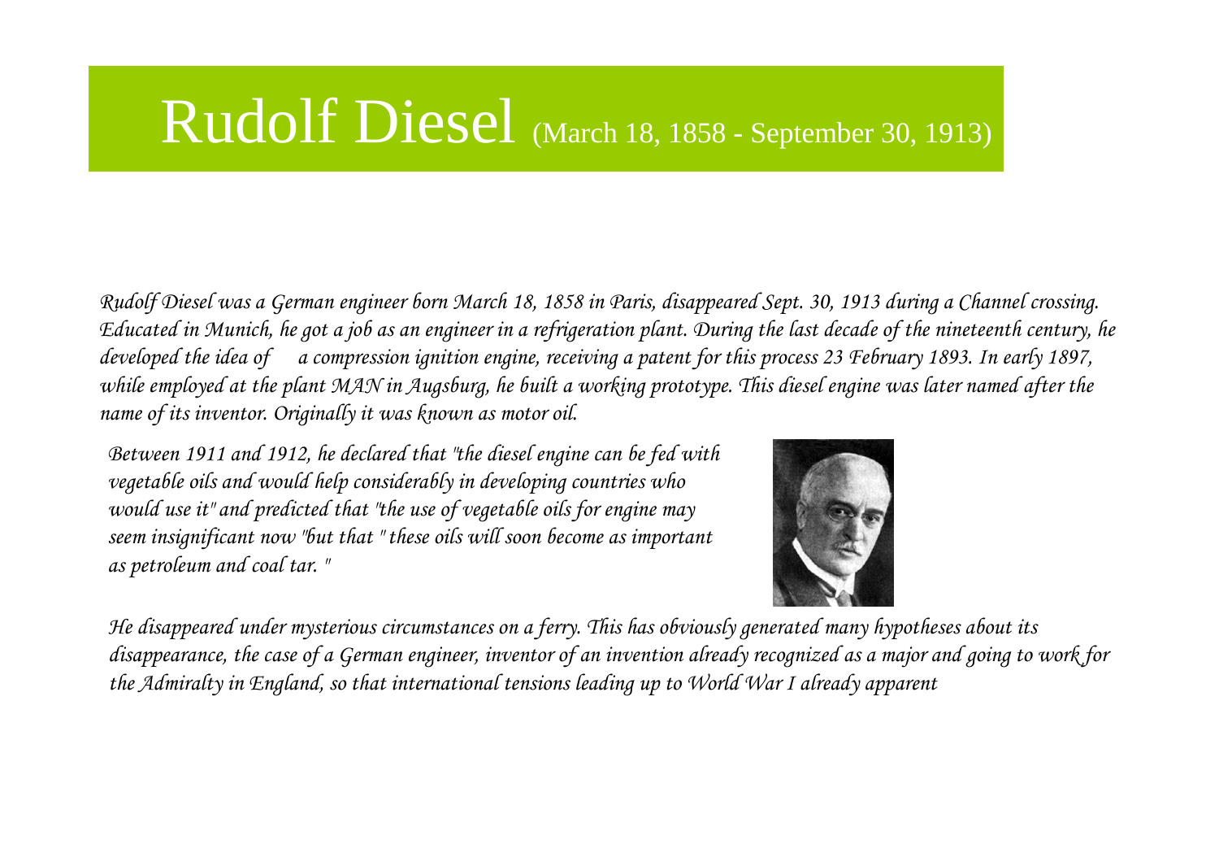# Rudolf Diesel (March 18, 1858 - September 30, 1913)

*Rudolf Diesel was a German engineer born March 18, 1858 in Paris, disappeared Sept. 30, 1913 during a Channel crossing. Educated in Munich, he got a job as an engineer in a refrigeration plant. During the last decade of the nineteenth century, he developed the idea of a compression ignition engine, receiving a patent for this process 23 February 1893. In early 1897, while employed at the plant MAN in Augsburg, he built a working prototype. This diesel engine was later named after the name of its inventor. Originally it was known as motor oil.*

*Between 1911 and 1912, he declared that "the diesel engine can be fed with vegetable oils and would help considerably in developing countries who would use it" and predicted that "the use of vegetable oils for engine may seem insignificant now "but that " these oils will soon become as important as petroleum and coal tar. "*

*He disappeared under mysterious circumstances on a ferry. This has obviously generated many hypotheses about its disappearance, the case of a German engineer, inventor of an invention already recognized as a major and going to work for the Admiralty in England, so that international tensions leading up to World War I already apparent*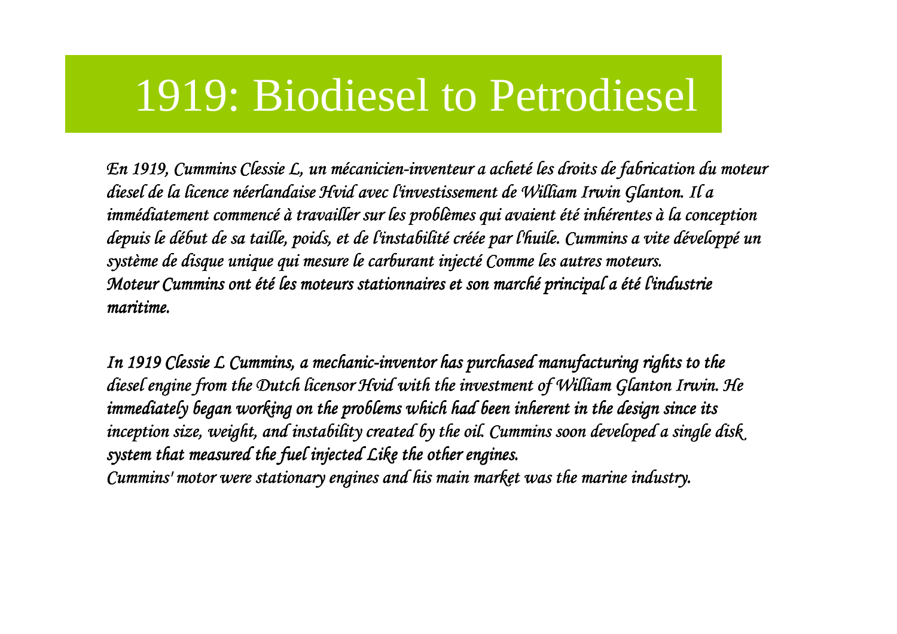# 1919: Biodiesel to Petrodiesel

*En 1919, Cummins Clessie L, un mécanicien-inventeur a acheté les droits de fabrication du moteur diesel de la licence néerlandaise Hvid avec l'investissement de William Irwin Glanton. Il a immédiatement commencé à travailler sur les problèmes qui avaient été inhérentes à la conception depuis le début de sa taille, poids, et de l'instabilité créée par l'huile. Cummins a vite développé un système de disque unique qui mesure le carburant injecté Comme les autres moteurs.*
*Moteur Cummins ont été les moteurs stationnaires et son marché principal a été l'industrie maritime.*

*In 1919 Clessie L Cummins, a mechanic-inventor has purchased manufacturing rights to the diesel engine from the Dutch licensor Hvid with the investment of William Glanton Irwin. He immediately began working on the problems which had been inherent in the design since its inception size, weight, and instability created by the oil. Cummins soon developed a single disk system that measured the fuel injected Like the other engines.*
*Cummins' motor were stationary engines and his main market was the marine industry.*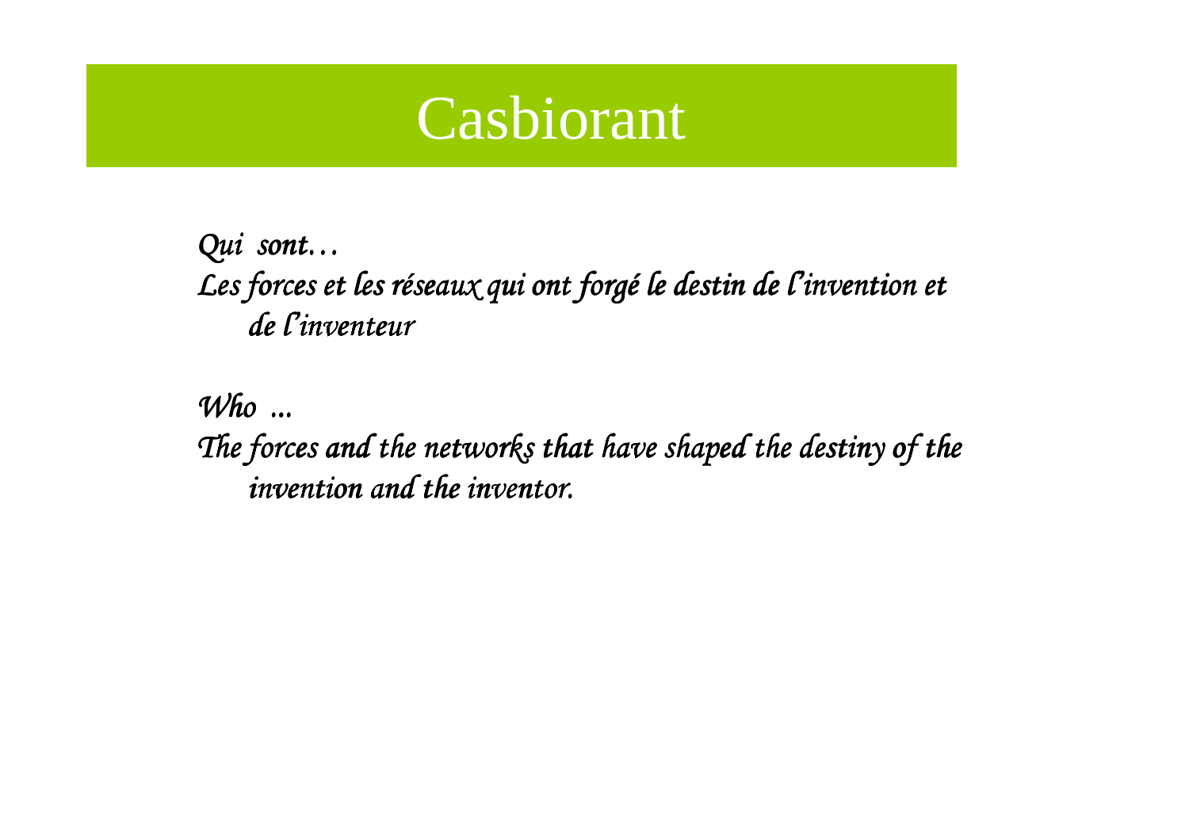# Casbiorant

*Qui sont…*

*Les forces et les réseaux qui ont forgé le destin de l'invention et de l'inventeur*

*Who ...*

*The forces and the networks that have shaped the destiny of the invention and the inventor.*